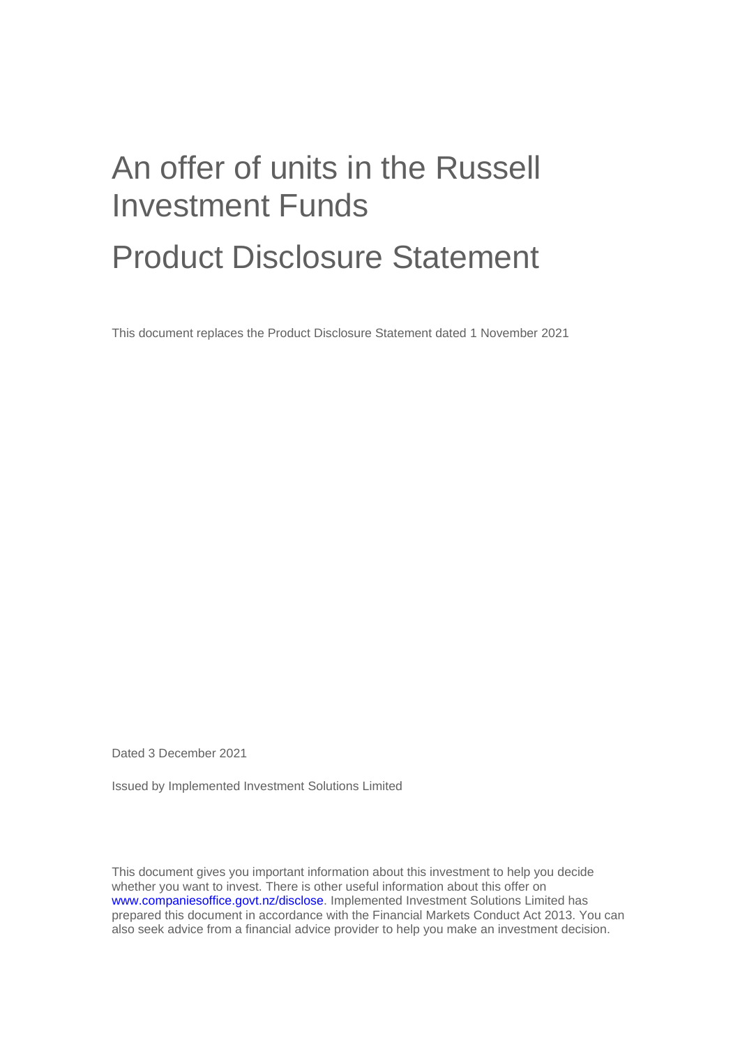# An offer of units in the Russell Investment Funds

# Product Disclosure Statement

This document replaces the Product Disclosure Statement dated 1 November 2021

Dated 3 December 2021

Issued by Implemented Investment Solutions Limited

This document gives you important information about this investment to help you decide whether you want to invest. There is other useful information about this offer on www.companiesoffice.govt.nz/disclose. Implemented Investment Solutions Limited has prepared this document in accordance with the Financial Markets Conduct Act 2013. You can also seek advice from a financial advice provider to help you make an investment decision.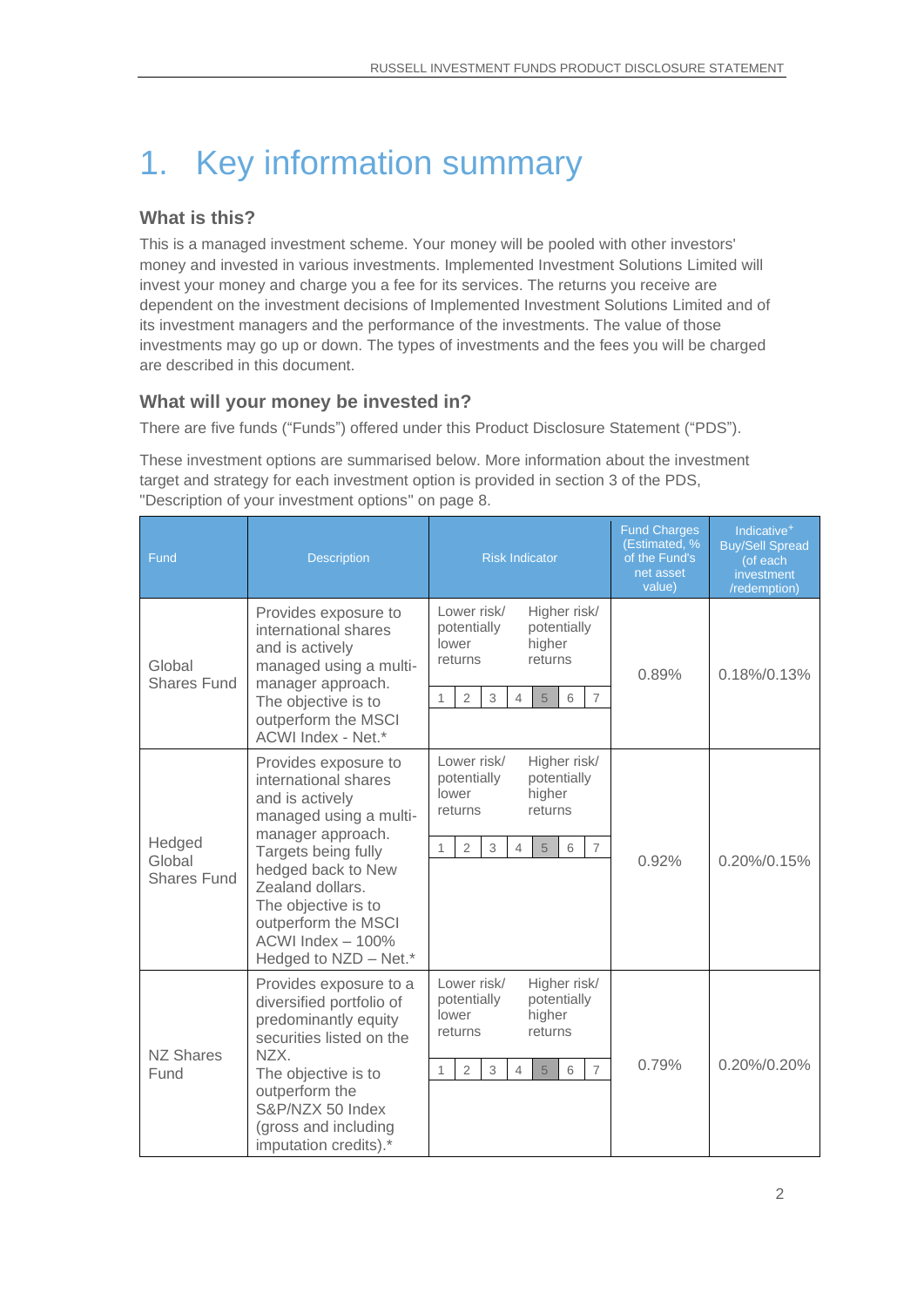# 1. Key information summary

### What is this?

This is a managed investment scheme. Your money will be pooled with other investors' money and invested in various investments. Implemented Investment Solutions Limited will invest your money and charge you a fee for its services. The returns you receive are dependent on the investment decisions of Implemented Investment Solutions Limited and of its investment managers and the performance of the investments. The value of those investments may go up or down. The types of investments and the fees you will be charged are described in this document.

### What will your money be invested in?

There are five funds ("Funds") offered under this Product Disclosure Statement ("PDS").

These investment options are summarised below. More information about the investment target and strategy for each investment option is provided in section 3 of the PDS, "Description of your investment options" on page 8.

| Fund | Description | Risk Indicator | Fund Charges (Estimated, % of the Fund's net asset value) | Indicative+ Buy/Sell Spread (of each investment /redemption) |
|---|---|---|---|---|
| Global Shares Fund | Provides exposure to international shares and is actively managed using a multi-manager approach. The objective is to outperform the MSCI ACWI Index - Net.* | Lower risk/ potentially lower returns — Higher risk/ potentially higher returns: 1 2 3 4 **5** 6 7 | 0.89% | 0.18%/0.13% |
| Hedged Global Shares Fund | Provides exposure to international shares and is actively managed using a multi-manager approach. Targets being fully hedged back to New Zealand dollars. The objective is to outperform the MSCI ACWI Index – 100% Hedged to NZD – Net.* | Lower risk/ potentially lower returns — Higher risk/ potentially higher returns: 1 2 3 4 **5** 6 7 | 0.92% | 0.20%/0.15% |
| NZ Shares Fund | Provides exposure to a diversified portfolio of predominantly equity securities listed on the NZX. The objective is to outperform the S&P/NZX 50 Index (gross and including imputation credits).* | Lower risk/ potentially lower returns — Higher risk/ potentially higher returns: 1 2 3 4 **5** 6 7 | 0.79% | 0.20%/0.20% |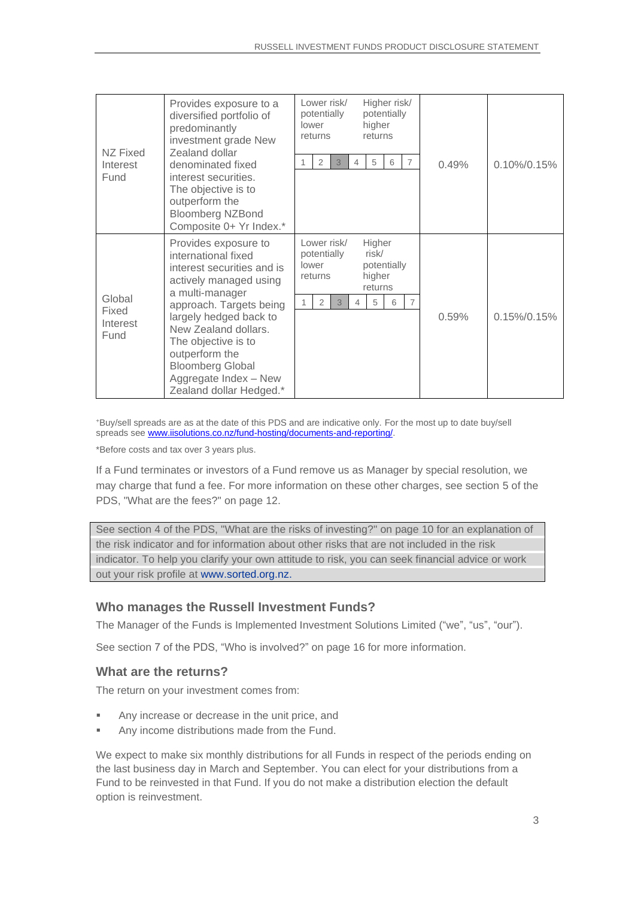| NZ Fixed Interest Fund | Provides exposure to a diversified portfolio of predominantly investment grade New Zealand dollar denominated fixed interest securities. The objective is to outperform the Bloomberg NZBond Composite 0+ Yr Index.* | Lower risk/ potentially lower returns — Higher risk/ potentially higher returns: 1 2 **3** 4 5 6 7 | 0.49% | 0.10%/0.15% |
|---|---|---|---|---|
| Global Fixed Interest Fund | Provides exposure to international fixed interest securities and is actively managed using a multi-manager approach. Targets being largely hedged back to New Zealand dollars. The objective is to outperform the Bloomberg Global Aggregate Index – New Zealand dollar Hedged.* | Lower risk/ potentially lower returns — Higher risk/ potentially higher returns: 1 2 **3** 4 5 6 7 | 0.59% | 0.15%/0.15% |

+Buy/sell spreads are as at the date of this PDS and are indicative only. For the most up to date buy/sell spreads see www.iisolutions.co.nz/fund-hosting/documents-and-reporting/.

*Before costs and tax over 3 years plus.

If a Fund terminates or investors of a Fund remove us as Manager by special resolution, we may charge that fund a fee. For more information on these other charges, see section 5 of the PDS, "What are the fees?" on page 12.

See section 4 of the PDS, "What are the risks of investing?" on page 10 for an explanation of the risk indicator and for information about other risks that are not included in the risk indicator. To help you clarify your own attitude to risk, you can seek financial advice or work out your risk profile at www.sorted.org.nz.

## Who manages the Russell Investment Funds?

The Manager of the Funds is Implemented Investment Solutions Limited ("we", "us", "our").

See section 7 of the PDS, "Who is involved?" on page 16 for more information.

## What are the returns?

The return on your investment comes from:

- Any increase or decrease in the unit price, and
- Any income distributions made from the Fund.

We expect to make six monthly distributions for all Funds in respect of the periods ending on the last business day in March and September. You can elect for your distributions from a Fund to be reinvested in that Fund. If you do not make a distribution election the default option is reinvestment.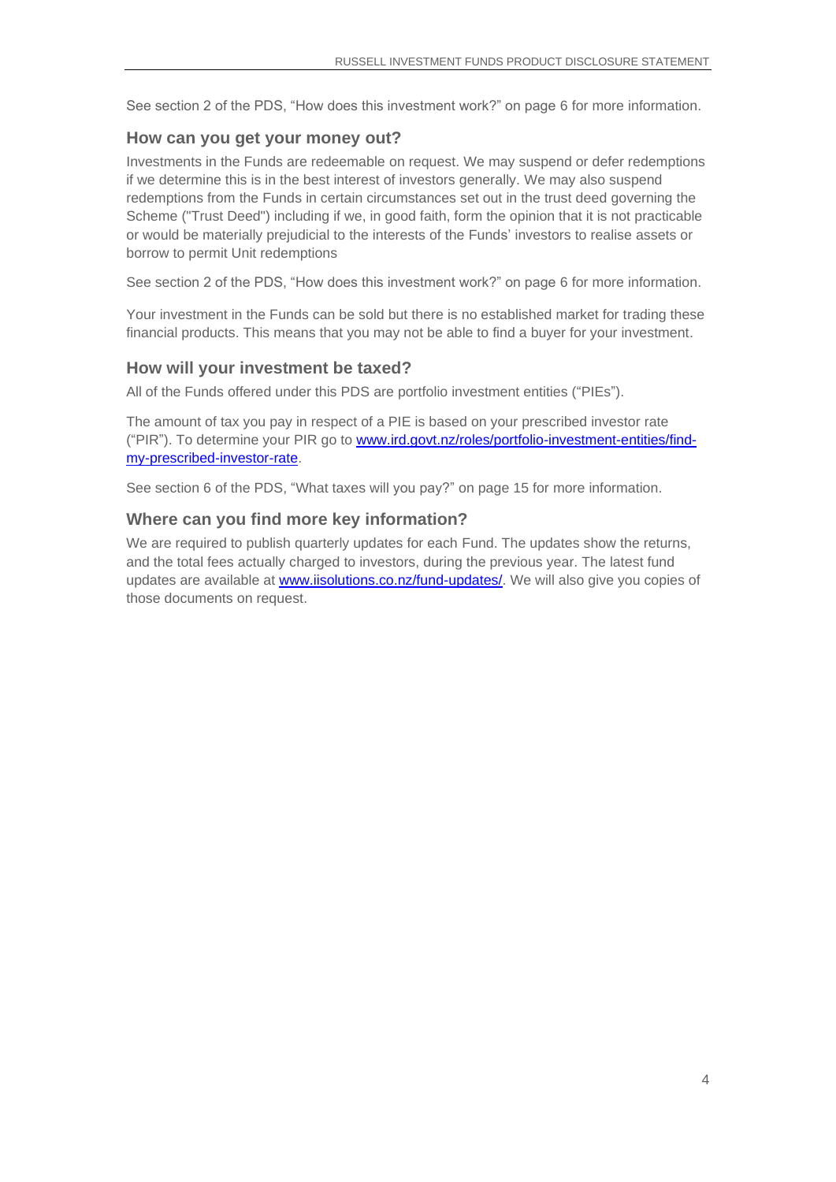See section 2 of the PDS, "How does this investment work?" on page 6 for more information.

### How can you get your money out?

Investments in the Funds are redeemable on request. We may suspend or defer redemptions if we determine this is in the best interest of investors generally. We may also suspend redemptions from the Funds in certain circumstances set out in the trust deed governing the Scheme ("Trust Deed") including if we, in good faith, form the opinion that it is not practicable or would be materially prejudicial to the interests of the Funds' investors to realise assets or borrow to permit Unit redemptions

See section 2 of the PDS, "How does this investment work?" on page 6 for more information.

Your investment in the Funds can be sold but there is no established market for trading these financial products. This means that you may not be able to find a buyer for your investment.

### How will your investment be taxed?

All of the Funds offered under this PDS are portfolio investment entities ("PIEs").

The amount of tax you pay in respect of a PIE is based on your prescribed investor rate ("PIR"). To determine your PIR go to [www.ird.govt.nz/roles/portfolio-investment-entities/find-my-prescribed-investor-rate](www.ird.govt.nz/roles/portfolio-investment-entities/find-my-prescribed-investor-rate).

See section 6 of the PDS, "What taxes will you pay?" on page 15 for more information.

### Where can you find more key information?

We are required to publish quarterly updates for each Fund. The updates show the returns, and the total fees actually charged to investors, during the previous year. The latest fund updates are available at [www.iisolutions.co.nz/fund-updates/](www.iisolutions.co.nz/fund-updates/). We will also give you copies of those documents on request.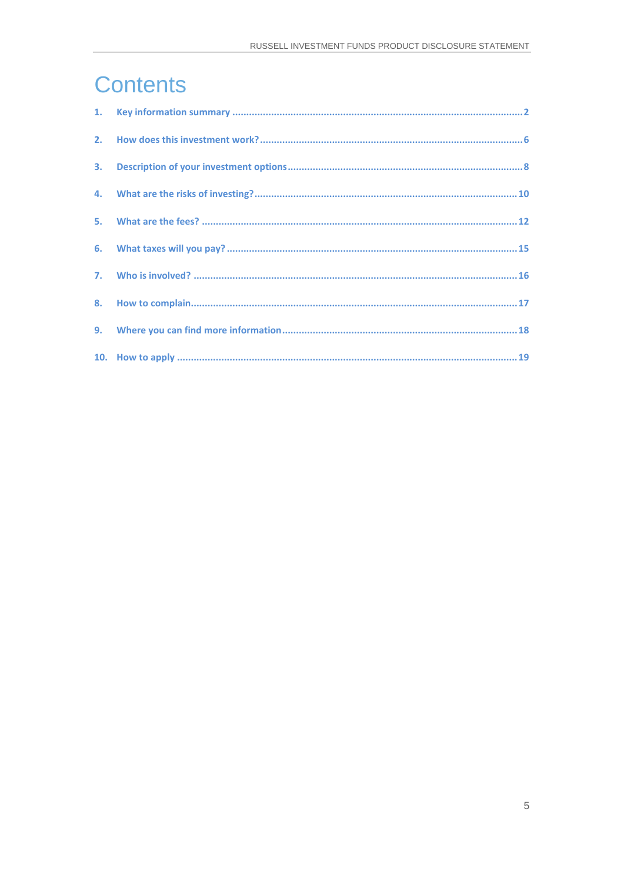# Contents

1. Key information summary .......... 2
2. How does this investment work? .......... 6
3. Description of your investment options .......... 8
4. What are the risks of investing? .......... 10
5. What are the fees? .......... 12
6. What taxes will you pay? .......... 15
7. Who is involved? .......... 16
8. How to complain .......... 17
9. Where you can find more information .......... 18
10. How to apply .......... 19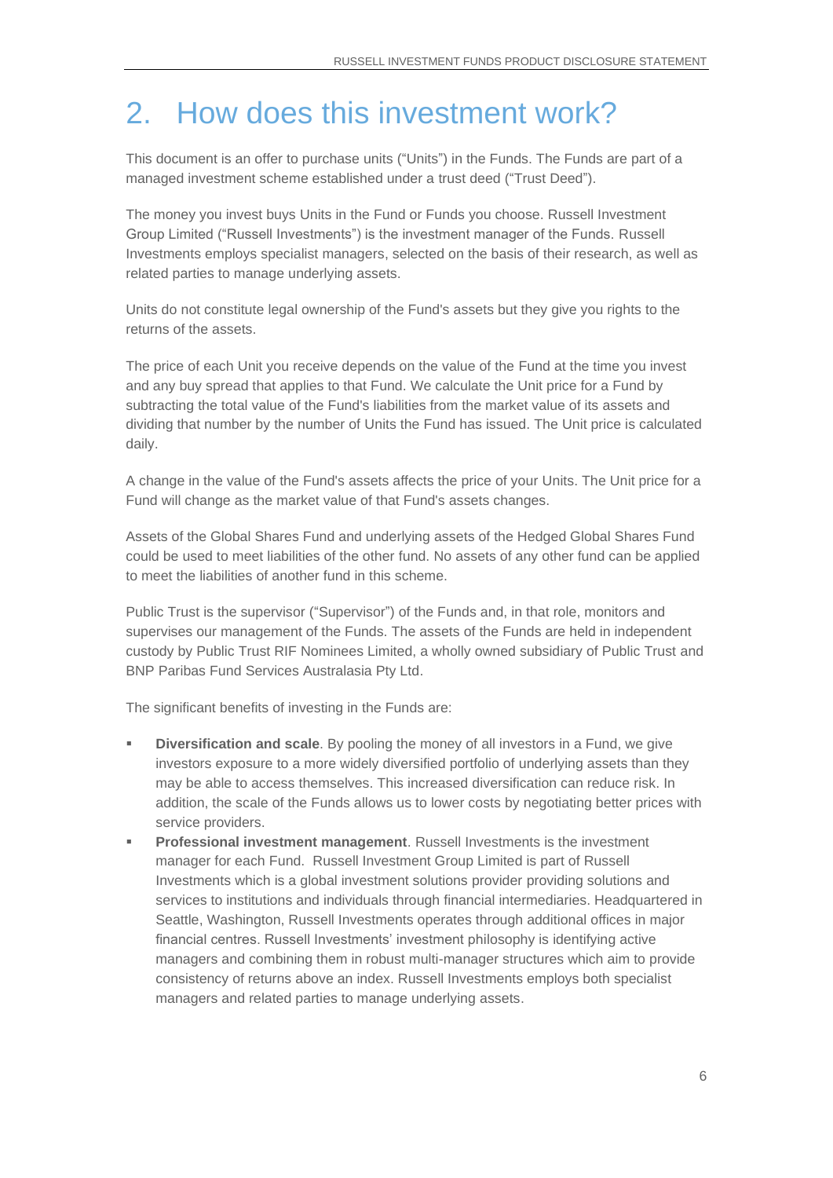# 2. How does this investment work?

This document is an offer to purchase units ("Units") in the Funds. The Funds are part of a managed investment scheme established under a trust deed ("Trust Deed").

The money you invest buys Units in the Fund or Funds you choose. Russell Investment Group Limited ("Russell Investments") is the investment manager of the Funds. Russell Investments employs specialist managers, selected on the basis of their research, as well as related parties to manage underlying assets.

Units do not constitute legal ownership of the Fund's assets but they give you rights to the returns of the assets.

The price of each Unit you receive depends on the value of the Fund at the time you invest and any buy spread that applies to that Fund. We calculate the Unit price for a Fund by subtracting the total value of the Fund's liabilities from the market value of its assets and dividing that number by the number of Units the Fund has issued. The Unit price is calculated daily.

A change in the value of the Fund's assets affects the price of your Units. The Unit price for a Fund will change as the market value of that Fund's assets changes.

Assets of the Global Shares Fund and underlying assets of the Hedged Global Shares Fund could be used to meet liabilities of the other fund. No assets of any other fund can be applied to meet the liabilities of another fund in this scheme.

Public Trust is the supervisor ("Supervisor") of the Funds and, in that role, monitors and supervises our management of the Funds. The assets of the Funds are held in independent custody by Public Trust RIF Nominees Limited, a wholly owned subsidiary of Public Trust and BNP Paribas Fund Services Australasia Pty Ltd.

The significant benefits of investing in the Funds are:

- **Diversification and scale**. By pooling the money of all investors in a Fund, we give investors exposure to a more widely diversified portfolio of underlying assets than they may be able to access themselves. This increased diversification can reduce risk. In addition, the scale of the Funds allows us to lower costs by negotiating better prices with service providers.
- **Professional investment management**. Russell Investments is the investment manager for each Fund. Russell Investment Group Limited is part of Russell Investments which is a global investment solutions provider providing solutions and services to institutions and individuals through financial intermediaries. Headquartered in Seattle, Washington, Russell Investments operates through additional offices in major financial centres. Russell Investments' investment philosophy is identifying active managers and combining them in robust multi-manager structures which aim to provide consistency of returns above an index. Russell Investments employs both specialist managers and related parties to manage underlying assets.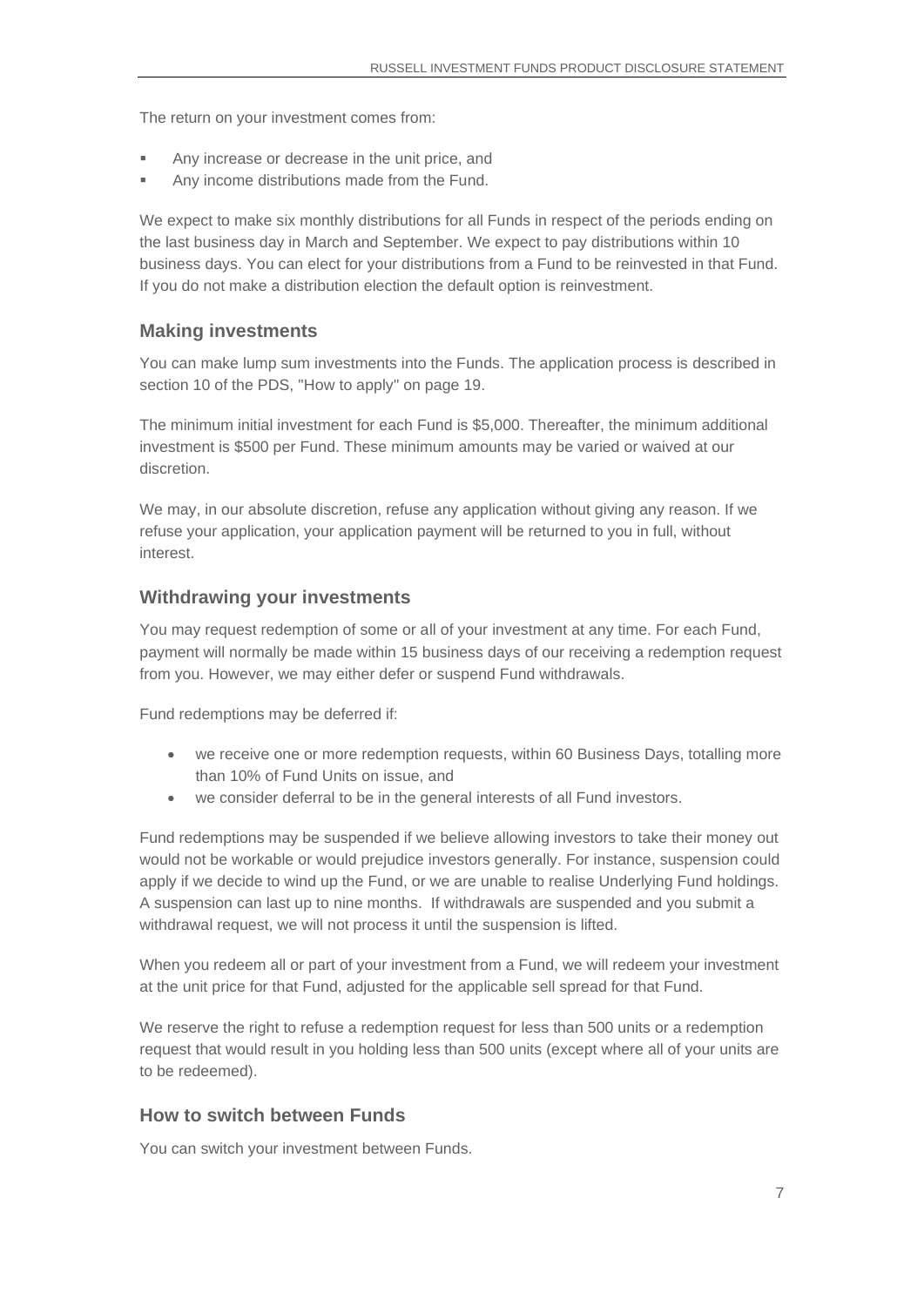The return on your investment comes from:

- Any increase or decrease in the unit price, and
- Any income distributions made from the Fund.

We expect to make six monthly distributions for all Funds in respect of the periods ending on the last business day in March and September. We expect to pay distributions within 10 business days. You can elect for your distributions from a Fund to be reinvested in that Fund. If you do not make a distribution election the default option is reinvestment.

### Making investments

You can make lump sum investments into the Funds. The application process is described in section 10 of the PDS, "How to apply" on page 19.

The minimum initial investment for each Fund is $5,000. Thereafter, the minimum additional investment is $500 per Fund. These minimum amounts may be varied or waived at our discretion.

We may, in our absolute discretion, refuse any application without giving any reason. If we refuse your application, your application payment will be returned to you in full, without interest.

### Withdrawing your investments

You may request redemption of some or all of your investment at any time. For each Fund, payment will normally be made within 15 business days of our receiving a redemption request from you. However, we may either defer or suspend Fund withdrawals.

Fund redemptions may be deferred if:

- we receive one or more redemption requests, within 60 Business Days, totalling more than 10% of Fund Units on issue, and
- we consider deferral to be in the general interests of all Fund investors.

Fund redemptions may be suspended if we believe allowing investors to take their money out would not be workable or would prejudice investors generally. For instance, suspension could apply if we decide to wind up the Fund, or we are unable to realise Underlying Fund holdings. A suspension can last up to nine months. If withdrawals are suspended and you submit a withdrawal request, we will not process it until the suspension is lifted.

When you redeem all or part of your investment from a Fund, we will redeem your investment at the unit price for that Fund, adjusted for the applicable sell spread for that Fund.

We reserve the right to refuse a redemption request for less than 500 units or a redemption request that would result in you holding less than 500 units (except where all of your units are to be redeemed).

### How to switch between Funds

You can switch your investment between Funds.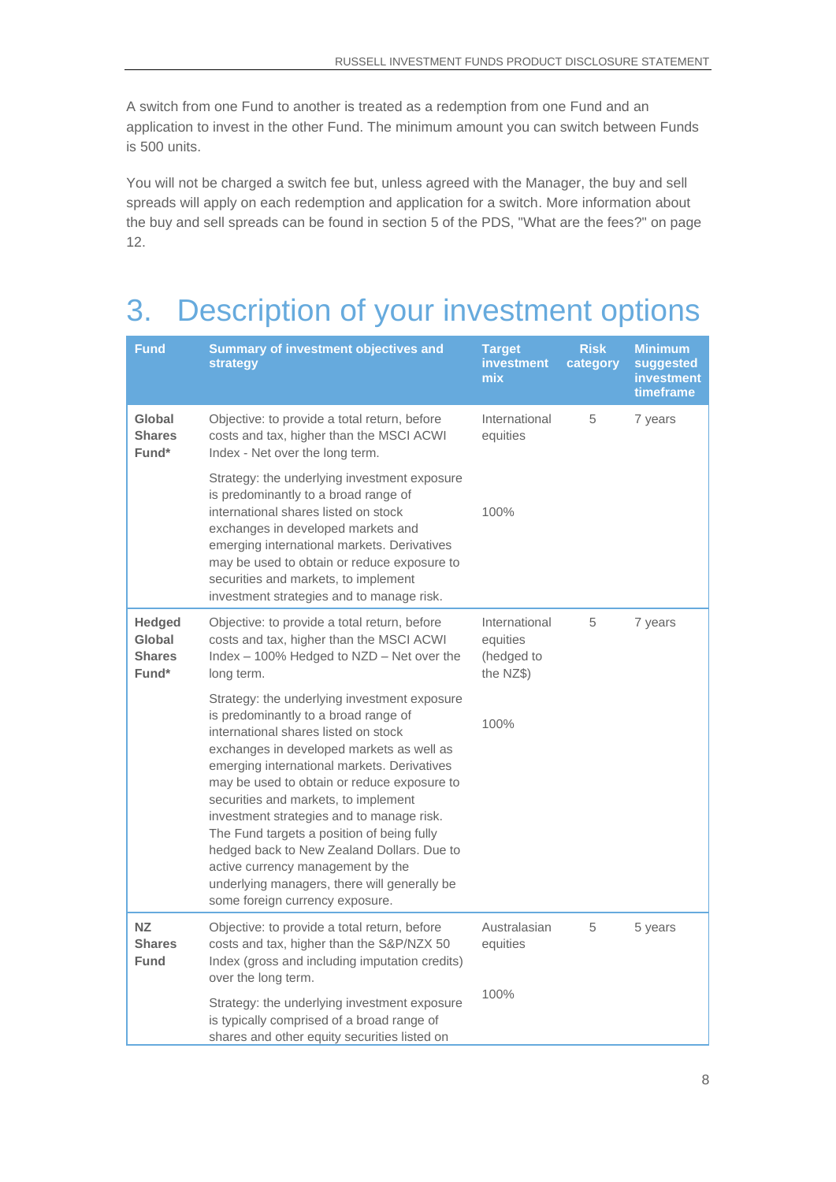A switch from one Fund to another is treated as a redemption from one Fund and an application to invest in the other Fund. The minimum amount you can switch between Funds is 500 units.

You will not be charged a switch fee but, unless agreed with the Manager, the buy and sell spreads will apply on each redemption and application for a switch. More information about the buy and sell spreads can be found in section 5 of the PDS, "What are the fees?" on page 12.

# 3. Description of your investment options

| Fund | Summary of investment objectives and strategy | Target investment mix | Risk category | Minimum suggested investment timeframe |
|---|---|---|---|---|
| **Global Shares Fund*** | Objective: to provide a total return, before costs and tax, higher than the MSCI ACWI Index - Net over the long term.<br><br>Strategy: the underlying investment exposure is predominantly to a broad range of international shares listed on stock exchanges in developed markets and emerging international markets. Derivatives may be used to obtain or reduce exposure to securities and markets, to implement investment strategies and to manage risk. | International equities<br><br>100% | 5 | 7 years |
| **Hedged Global Shares Fund*** | Objective: to provide a total return, before costs and tax, higher than the MSCI ACWI Index – 100% Hedged to NZD – Net over the long term.<br><br>Strategy: the underlying investment exposure is predominantly to a broad range of international shares listed on stock exchanges in developed markets as well as emerging international markets. Derivatives may be used to obtain or reduce exposure to securities and markets, to implement investment strategies and to manage risk. The Fund targets a position of being fully hedged back to New Zealand Dollars. Due to active currency management by the underlying managers, there will generally be some foreign currency exposure. | International equities (hedged to the NZ$)<br><br>100% | 5 | 7 years |
| **NZ Shares Fund** | Objective: to provide a total return, before costs and tax, higher than the S&P/NZX 50 Index (gross and including imputation credits) over the long term.<br><br>Strategy: the underlying investment exposure is typically comprised of a broad range of shares and other equity securities listed on | Australasian equities<br><br>100% | 5 | 5 years |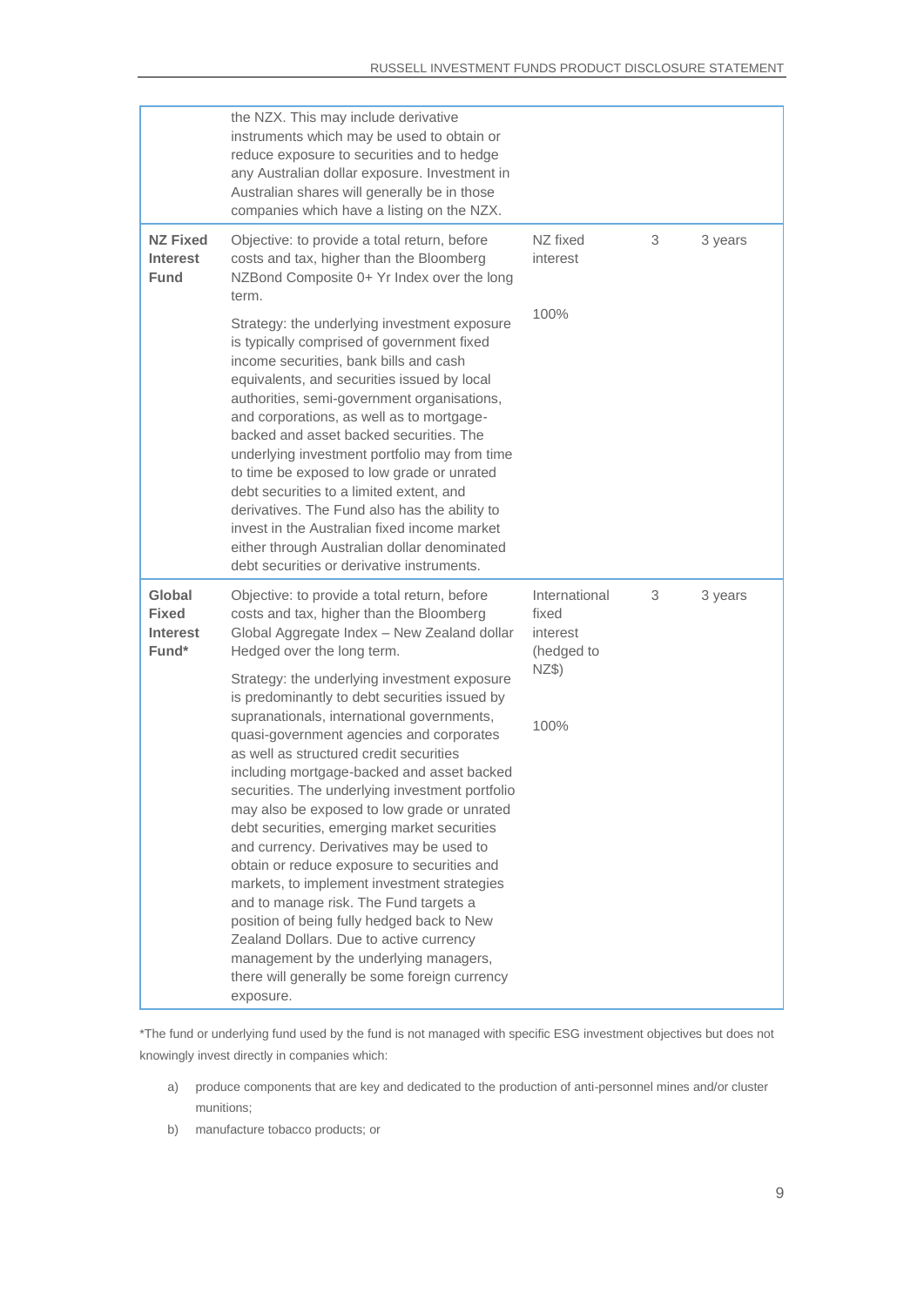| | | | | |
|---|---|---|---|---|
| | the NZX. This may include derivative instruments which may be used to obtain or reduce exposure to securities and to hedge any Australian dollar exposure. Investment in Australian shares will generally be in those companies which have a listing on the NZX. | | | |
| **NZ Fixed Interest Fund** | Objective: to provide a total return, before costs and tax, higher than the Bloomberg NZBond Composite 0+ Yr Index over the long term.<br><br>Strategy: the underlying investment exposure is typically comprised of government fixed income securities, bank bills and cash equivalents, and securities issued by local authorities, semi-government organisations, and corporations, as well as to mortgage-backed and asset backed securities. The underlying investment portfolio may from time to time be exposed to low grade or unrated debt securities to a limited extent, and derivatives. The Fund also has the ability to invest in the Australian fixed income market either through Australian dollar denominated debt securities or derivative instruments. | NZ fixed interest<br><br>100% | 3 | 3 years |
| **Global Fixed Interest Fund*** | Objective: to provide a total return, before costs and tax, higher than the Bloomberg Global Aggregate Index – New Zealand dollar Hedged over the long term.<br><br>Strategy: the underlying investment exposure is predominantly to debt securities issued by supranationals, international governments, quasi-government agencies and corporates as well as structured credit securities including mortgage-backed and asset backed securities. The underlying investment portfolio may also be exposed to low grade or unrated debt securities, emerging market securities and currency. Derivatives may be used to obtain or reduce exposure to securities and markets, to implement investment strategies and to manage risk. The Fund targets a position of being fully hedged back to New Zealand Dollars. Due to active currency management by the underlying managers, there will generally be some foreign currency exposure. | International fixed interest (hedged to NZ$)<br><br>100% | 3 | 3 years |

*The fund or underlying fund used by the fund is not managed with specific ESG investment objectives but does not knowingly invest directly in companies which:

a) produce components that are key and dedicated to the production of anti-personnel mines and/or cluster munitions;

b) manufacture tobacco products; or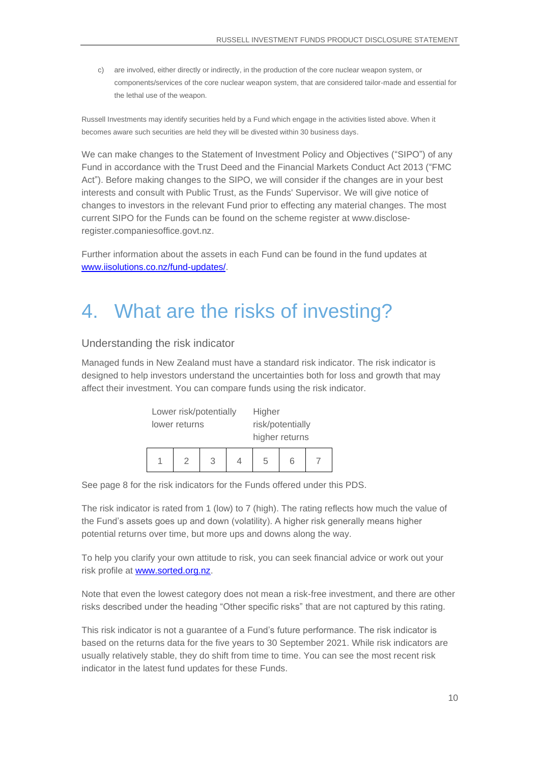c) are involved, either directly or indirectly, in the production of the core nuclear weapon system, or components/services of the core nuclear weapon system, that are considered tailor-made and essential for the lethal use of the weapon.

Russell Investments may identify securities held by a Fund which engage in the activities listed above. When it becomes aware such securities are held they will be divested within 30 business days.

We can make changes to the Statement of Investment Policy and Objectives ("SIPO") of any Fund in accordance with the Trust Deed and the Financial Markets Conduct Act 2013 ("FMC Act"). Before making changes to the SIPO, we will consider if the changes are in your best interests and consult with Public Trust, as the Funds' Supervisor. We will give notice of changes to investors in the relevant Fund prior to effecting any material changes. The most current SIPO for the Funds can be found on the scheme register at www.disclose-register.companiesoffice.govt.nz.

Further information about the assets in each Fund can be found in the fund updates at [www.iisolutions.co.nz/fund-updates/](www.iisolutions.co.nz/fund-updates/).

# 4. What are the risks of investing?

## Understanding the risk indicator

Managed funds in New Zealand must have a standard risk indicator. The risk indicator is designed to help investors understand the uncertainties both for loss and growth that may affect their investment. You can compare funds using the risk indicator.

Lower risk/potentially lower returns — Higher risk/potentially higher returns

| 1 | 2 | 3 | 4 | 5 | 6 | 7 |
|---|---|---|---|---|---|---|

See page 8 for the risk indicators for the Funds offered under this PDS.

The risk indicator is rated from 1 (low) to 7 (high). The rating reflects how much the value of the Fund's assets goes up and down (volatility). A higher risk generally means higher potential returns over time, but more ups and downs along the way.

To help you clarify your own attitude to risk, you can seek financial advice or work out your risk profile at [www.sorted.org.nz](www.sorted.org.nz).

Note that even the lowest category does not mean a risk-free investment, and there are other risks described under the heading "Other specific risks" that are not captured by this rating.

This risk indicator is not a guarantee of a Fund's future performance. The risk indicator is based on the returns data for the five years to 30 September 2021. While risk indicators are usually relatively stable, they do shift from time to time. You can see the most recent risk indicator in the latest fund updates for these Funds.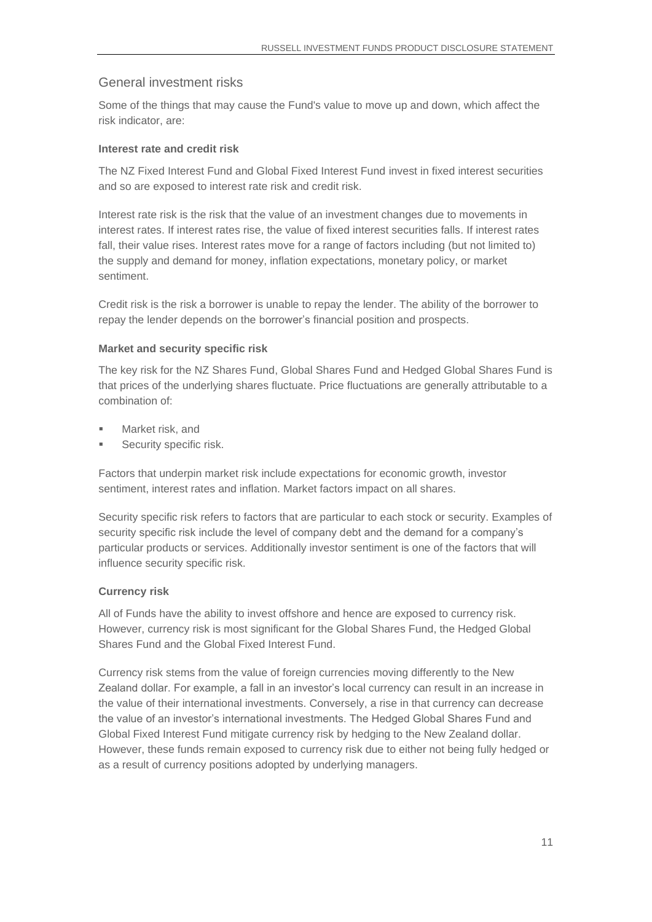## General investment risks

Some of the things that may cause the Fund's value to move up and down, which affect the risk indicator, are:

**Interest rate and credit risk**

The NZ Fixed Interest Fund and Global Fixed Interest Fund invest in fixed interest securities and so are exposed to interest rate risk and credit risk.

Interest rate risk is the risk that the value of an investment changes due to movements in interest rates. If interest rates rise, the value of fixed interest securities falls. If interest rates fall, their value rises. Interest rates move for a range of factors including (but not limited to) the supply and demand for money, inflation expectations, monetary policy, or market sentiment.

Credit risk is the risk a borrower is unable to repay the lender. The ability of the borrower to repay the lender depends on the borrower's financial position and prospects.

**Market and security specific risk**

The key risk for the NZ Shares Fund, Global Shares Fund and Hedged Global Shares Fund is that prices of the underlying shares fluctuate. Price fluctuations are generally attributable to a combination of:

- Market risk, and
- Security specific risk.

Factors that underpin market risk include expectations for economic growth, investor sentiment, interest rates and inflation. Market factors impact on all shares.

Security specific risk refers to factors that are particular to each stock or security. Examples of security specific risk include the level of company debt and the demand for a company's particular products or services. Additionally investor sentiment is one of the factors that will influence security specific risk.

**Currency risk**

All of Funds have the ability to invest offshore and hence are exposed to currency risk. However, currency risk is most significant for the Global Shares Fund, the Hedged Global Shares Fund and the Global Fixed Interest Fund.

Currency risk stems from the value of foreign currencies moving differently to the New Zealand dollar. For example, a fall in an investor's local currency can result in an increase in the value of their international investments. Conversely, a rise in that currency can decrease the value of an investor's international investments. The Hedged Global Shares Fund and Global Fixed Interest Fund mitigate currency risk by hedging to the New Zealand dollar. However, these funds remain exposed to currency risk due to either not being fully hedged or as a result of currency positions adopted by underlying managers.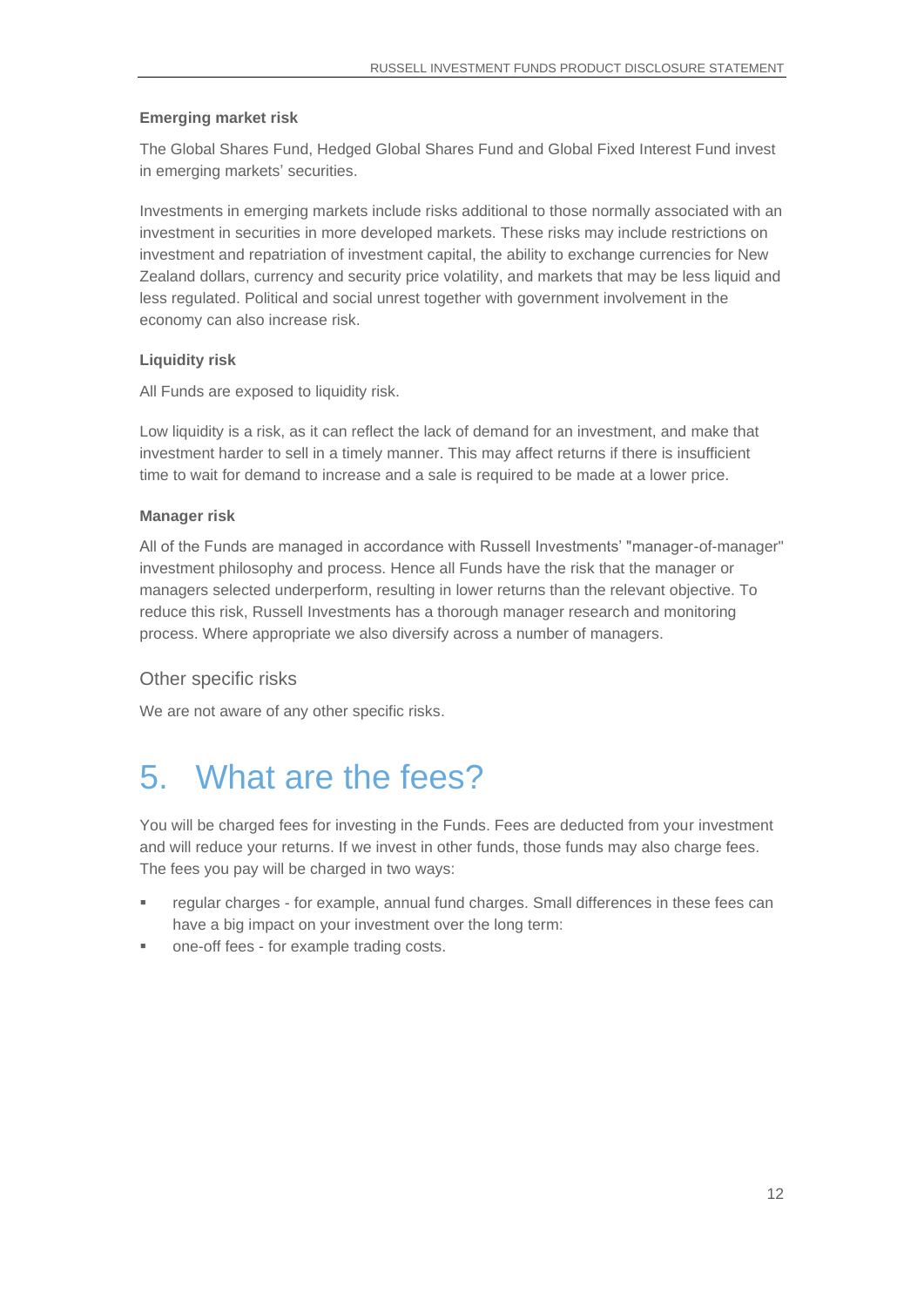#### Emerging market risk

The Global Shares Fund, Hedged Global Shares Fund and Global Fixed Interest Fund invest in emerging markets' securities.

Investments in emerging markets include risks additional to those normally associated with an investment in securities in more developed markets. These risks may include restrictions on investment and repatriation of investment capital, the ability to exchange currencies for New Zealand dollars, currency and security price volatility, and markets that may be less liquid and less regulated. Political and social unrest together with government involvement in the economy can also increase risk.

#### Liquidity risk

All Funds are exposed to liquidity risk.

Low liquidity is a risk, as it can reflect the lack of demand for an investment, and make that investment harder to sell in a timely manner. This may affect returns if there is insufficient time to wait for demand to increase and a sale is required to be made at a lower price.

#### Manager risk

All of the Funds are managed in accordance with Russell Investments' "manager-of-manager" investment philosophy and process. Hence all Funds have the risk that the manager or managers selected underperform, resulting in lower returns than the relevant objective. To reduce this risk, Russell Investments has a thorough manager research and monitoring process. Where appropriate we also diversify across a number of managers.

### Other specific risks

We are not aware of any other specific risks.

# 5. What are the fees?

You will be charged fees for investing in the Funds. Fees are deducted from your investment and will reduce your returns. If we invest in other funds, those funds may also charge fees. The fees you pay will be charged in two ways:

- regular charges - for example, annual fund charges. Small differences in these fees can have a big impact on your investment over the long term:
- one-off fees - for example trading costs.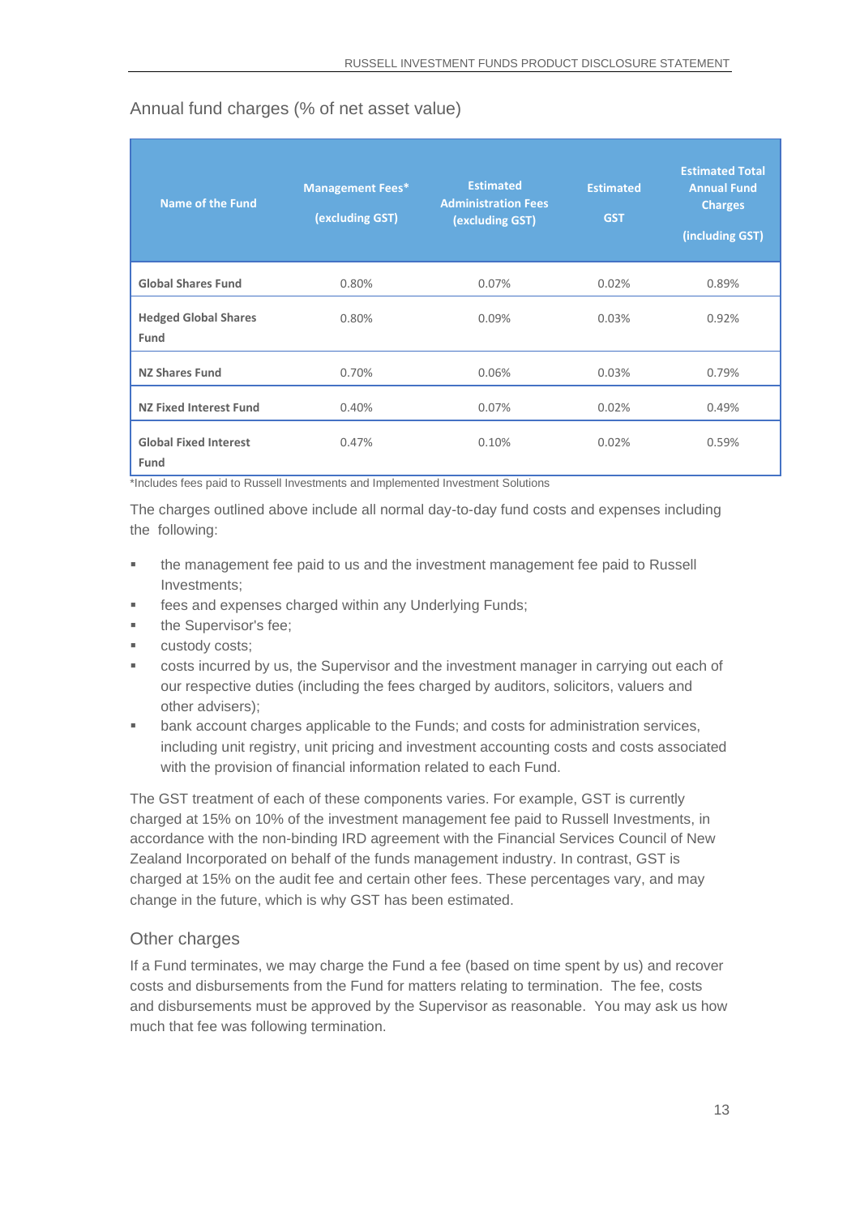## Annual fund charges (% of net asset value)

| Name of the Fund | Management Fees* (excluding GST) | Estimated Administration Fees (excluding GST) | Estimated GST | Estimated Total Annual Fund Charges (including GST) |
|---|---|---|---|---|
| Global Shares Fund | 0.80% | 0.07% | 0.02% | 0.89% |
| Hedged Global Shares Fund | 0.80% | 0.09% | 0.03% | 0.92% |
| NZ Shares Fund | 0.70% | 0.06% | 0.03% | 0.79% |
| NZ Fixed Interest Fund | 0.40% | 0.07% | 0.02% | 0.49% |
| Global Fixed Interest Fund | 0.47% | 0.10% | 0.02% | 0.59% |

*Includes fees paid to Russell Investments and Implemented Investment Solutions

The charges outlined above include all normal day-to-day fund costs and expenses including the following:

- the management fee paid to us and the investment management fee paid to Russell Investments;
- fees and expenses charged within any Underlying Funds;
- the Supervisor's fee;
- custody costs;
- costs incurred by us, the Supervisor and the investment manager in carrying out each of our respective duties (including the fees charged by auditors, solicitors, valuers and other advisers);
- bank account charges applicable to the Funds; and costs for administration services, including unit registry, unit pricing and investment accounting costs and costs associated with the provision of financial information related to each Fund.

The GST treatment of each of these components varies. For example, GST is currently charged at 15% on 10% of the investment management fee paid to Russell Investments, in accordance with the non-binding IRD agreement with the Financial Services Council of New Zealand Incorporated on behalf of the funds management industry. In contrast, GST is charged at 15% on the audit fee and certain other fees. These percentages vary, and may change in the future, which is why GST has been estimated.

## Other charges

If a Fund terminates, we may charge the Fund a fee (based on time spent by us) and recover costs and disbursements from the Fund for matters relating to termination. The fee, costs and disbursements must be approved by the Supervisor as reasonable. You may ask us how much that fee was following termination.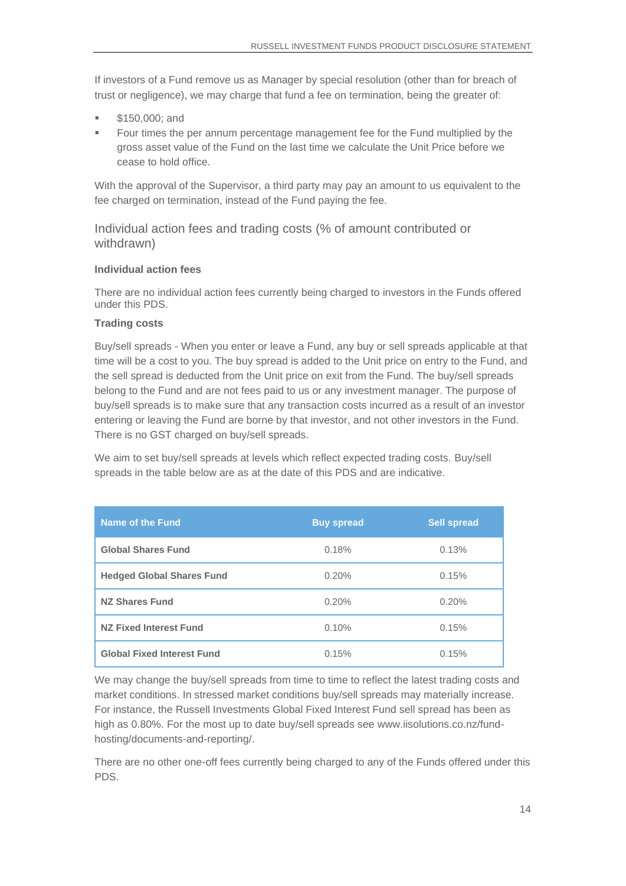If investors of a Fund remove us as Manager by special resolution (other than for breach of trust or negligence), we may charge that fund a fee on termination, being the greater of:

- $150,000; and
- Four times the per annum percentage management fee for the Fund multiplied by the gross asset value of the Fund on the last time we calculate the Unit Price before we cease to hold office.

With the approval of the Supervisor, a third party may pay an amount to us equivalent to the fee charged on termination, instead of the Fund paying the fee.

## Individual action fees and trading costs (% of amount contributed or withdrawn)

**Individual action fees**

There are no individual action fees currently being charged to investors in the Funds offered under this PDS.

**Trading costs**

Buy/sell spreads - When you enter or leave a Fund, any buy or sell spreads applicable at that time will be a cost to you. The buy spread is added to the Unit price on entry to the Fund, and the sell spread is deducted from the Unit price on exit from the Fund. The buy/sell spreads belong to the Fund and are not fees paid to us or any investment manager. The purpose of buy/sell spreads is to make sure that any transaction costs incurred as a result of an investor entering or leaving the Fund are borne by that investor, and not other investors in the Fund. There is no GST charged on buy/sell spreads.

We aim to set buy/sell spreads at levels which reflect expected trading costs. Buy/sell spreads in the table below are as at the date of this PDS and are indicative.

| Name of the Fund | Buy spread | Sell spread |
|---|---|---|
| **Global Shares Fund** | 0.18% | 0.13% |
| **Hedged Global Shares Fund** | 0.20% | 0.15% |
| **NZ Shares Fund** | 0.20% | 0.20% |
| **NZ Fixed Interest Fund** | 0.10% | 0.15% |
| **Global Fixed Interest Fund** | 0.15% | 0.15% |

We may change the buy/sell spreads from time to time to reflect the latest trading costs and market conditions. In stressed market conditions buy/sell spreads may materially increase. For instance, the Russell Investments Global Fixed Interest Fund sell spread has been as high as 0.80%. For the most up to date buy/sell spreads see www.iisolutions.co.nz/fund-hosting/documents-and-reporting/.

There are no other one-off fees currently being charged to any of the Funds offered under this PDS.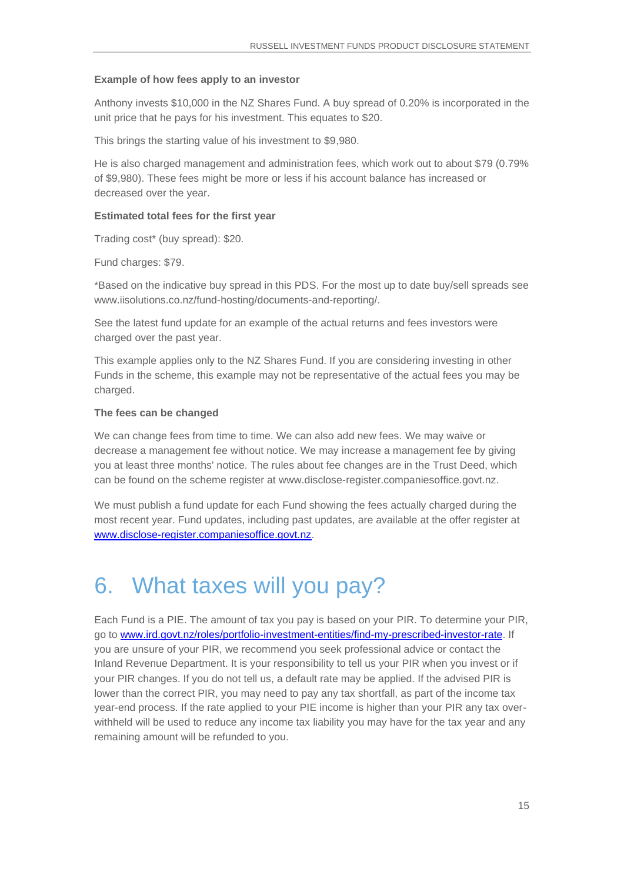**Example of how fees apply to an investor**

Anthony invests $10,000 in the NZ Shares Fund. A buy spread of 0.20% is incorporated in the unit price that he pays for his investment. This equates to $20.

This brings the starting value of his investment to $9,980.

He is also charged management and administration fees, which work out to about $79 (0.79% of $9,980). These fees might be more or less if his account balance has increased or decreased over the year.

**Estimated total fees for the first year**

Trading cost* (buy spread): $20.

Fund charges: $79.

*Based on the indicative buy spread in this PDS. For the most up to date buy/sell spreads see www.iisolutions.co.nz/fund-hosting/documents-and-reporting/.

See the latest fund update for an example of the actual returns and fees investors were charged over the past year.

This example applies only to the NZ Shares Fund. If you are considering investing in other Funds in the scheme, this example may not be representative of the actual fees you may be charged.

**The fees can be changed**

We can change fees from time to time. We can also add new fees. We may waive or decrease a management fee without notice. We may increase a management fee by giving you at least three months' notice. The rules about fee changes are in the Trust Deed, which can be found on the scheme register at www.disclose-register.companiesoffice.govt.nz.

We must publish a fund update for each Fund showing the fees actually charged during the most recent year. Fund updates, including past updates, are available at the offer register at www.disclose-register.companiesoffice.govt.nz.

# 6. What taxes will you pay?

Each Fund is a PIE. The amount of tax you pay is based on your PIR. To determine your PIR, go to www.ird.govt.nz/roles/portfolio-investment-entities/find-my-prescribed-investor-rate. If you are unsure of your PIR, we recommend you seek professional advice or contact the Inland Revenue Department. It is your responsibility to tell us your PIR when you invest or if your PIR changes. If you do not tell us, a default rate may be applied. If the advised PIR is lower than the correct PIR, you may need to pay any tax shortfall, as part of the income tax year-end process. If the rate applied to your PIE income is higher than your PIR any tax over-withheld will be used to reduce any income tax liability you may have for the tax year and any remaining amount will be refunded to you.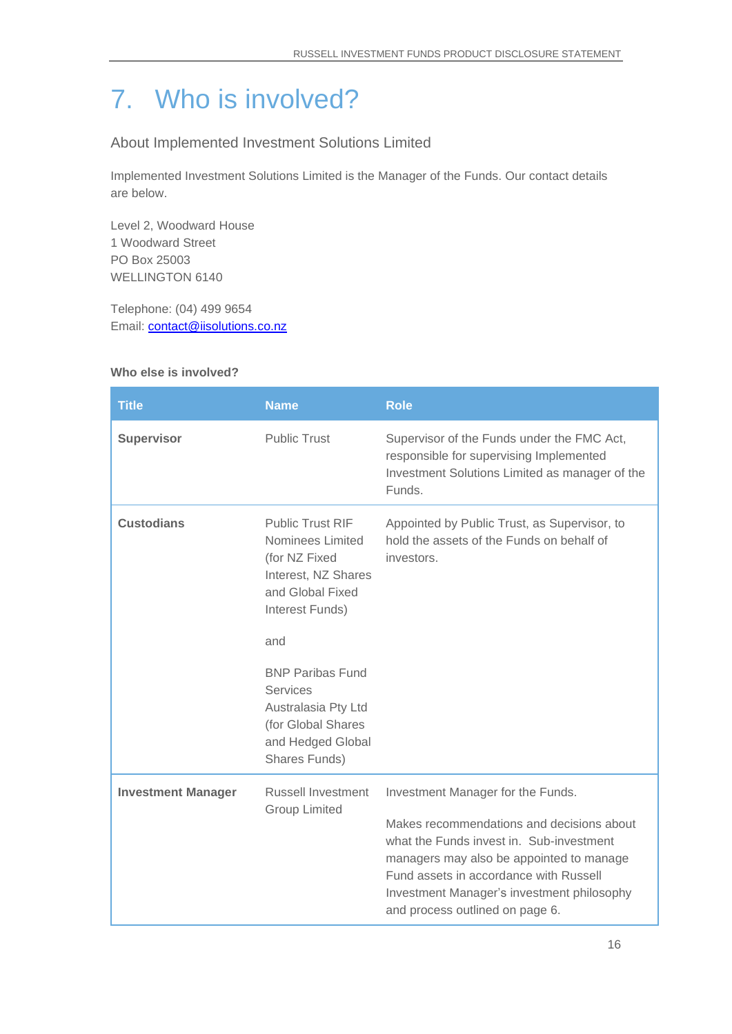# 7. Who is involved?

## About Implemented Investment Solutions Limited

Implemented Investment Solutions Limited is the Manager of the Funds. Our contact details are below.

Level 2, Woodward House
1 Woodward Street
PO Box 25003
WELLINGTON 6140

Telephone: (04) 499 9654
Email: contact@iisolutions.co.nz

**Who else is involved?**

| Title | Name | Role |
|---|---|---|
| **Supervisor** | Public Trust | Supervisor of the Funds under the FMC Act, responsible for supervising Implemented Investment Solutions Limited as manager of the Funds. |
| **Custodians** | Public Trust RIF Nominees Limited (for NZ Fixed Interest, NZ Shares and Global Fixed Interest Funds)<br><br>and<br><br>BNP Paribas Fund Services Australasia Pty Ltd (for Global Shares and Hedged Global Shares Funds) | Appointed by Public Trust, as Supervisor, to hold the assets of the Funds on behalf of investors. |
| **Investment Manager** | Russell Investment Group Limited | Investment Manager for the Funds.<br><br>Makes recommendations and decisions about what the Funds invest in. Sub-investment managers may also be appointed to manage Fund assets in accordance with Russell Investment Manager's investment philosophy and process outlined on page 6. |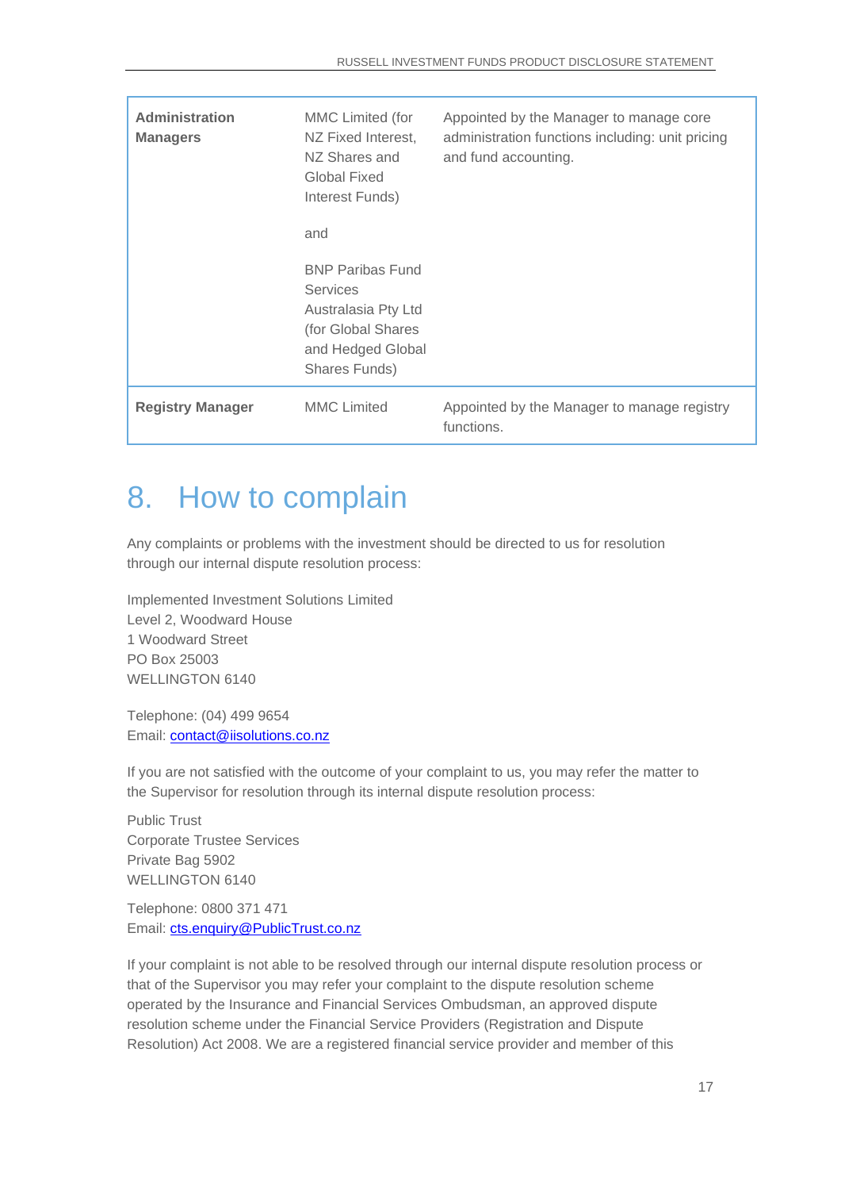| Administration Managers | MMC Limited (for NZ Fixed Interest, NZ Shares and Global Fixed Interest Funds)<br><br>and<br><br>BNP Paribas Fund Services Australasia Pty Ltd (for Global Shares and Hedged Global Shares Funds) | Appointed by the Manager to manage core administration functions including: unit pricing and fund accounting. |
|---|---|---|
| **Registry Manager** | MMC Limited | Appointed by the Manager to manage registry functions. |

# 8. How to complain

Any complaints or problems with the investment should be directed to us for resolution through our internal dispute resolution process:

Implemented Investment Solutions Limited
Level 2, Woodward House
1 Woodward Street
PO Box 25003
WELLINGTON 6140

Telephone: (04) 499 9654
Email: contact@iisolutions.co.nz

If you are not satisfied with the outcome of your complaint to us, you may refer the matter to the Supervisor for resolution through its internal dispute resolution process:

Public Trust
Corporate Trustee Services
Private Bag 5902
WELLINGTON 6140

Telephone: 0800 371 471
Email: cts.enquiry@PublicTrust.co.nz

If your complaint is not able to be resolved through our internal dispute resolution process or that of the Supervisor you may refer your complaint to the dispute resolution scheme operated by the Insurance and Financial Services Ombudsman, an approved dispute resolution scheme under the Financial Service Providers (Registration and Dispute Resolution) Act 2008. We are a registered financial service provider and member of this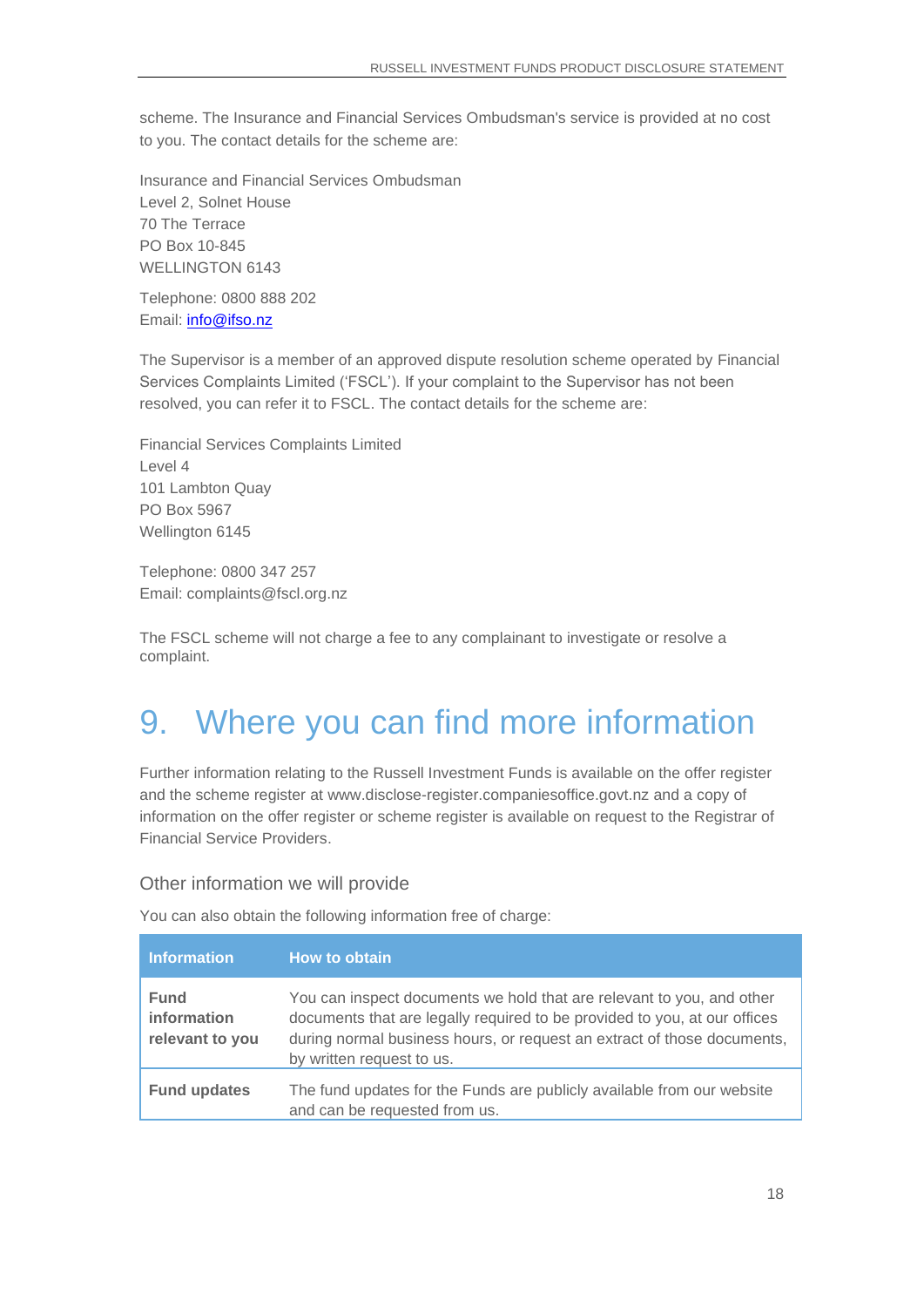scheme. The Insurance and Financial Services Ombudsman's service is provided at no cost to you. The contact details for the scheme are:

Insurance and Financial Services Ombudsman
Level 2, Solnet House
70 The Terrace
PO Box 10-845
WELLINGTON 6143

Telephone: 0800 888 202
Email: info@ifso.nz

The Supervisor is a member of an approved dispute resolution scheme operated by Financial Services Complaints Limited ('FSCL'). If your complaint to the Supervisor has not been resolved, you can refer it to FSCL. The contact details for the scheme are:

Financial Services Complaints Limited
Level 4
101 Lambton Quay
PO Box 5967
Wellington 6145

Telephone: 0800 347 257
Email: complaints@fscl.org.nz

The FSCL scheme will not charge a fee to any complainant to investigate or resolve a complaint.

# 9. Where you can find more information

Further information relating to the Russell Investment Funds is available on the offer register and the scheme register at www.disclose-register.companiesoffice.govt.nz and a copy of information on the offer register or scheme register is available on request to the Registrar of Financial Service Providers.

## Other information we will provide

You can also obtain the following information free of charge:

| Information | How to obtain |
|---|---|
| **Fund information relevant to you** | You can inspect documents we hold that are relevant to you, and other documents that are legally required to be provided to you, at our offices during normal business hours, or request an extract of those documents, by written request to us. |
| **Fund updates** | The fund updates for the Funds are publicly available from our website and can be requested from us. |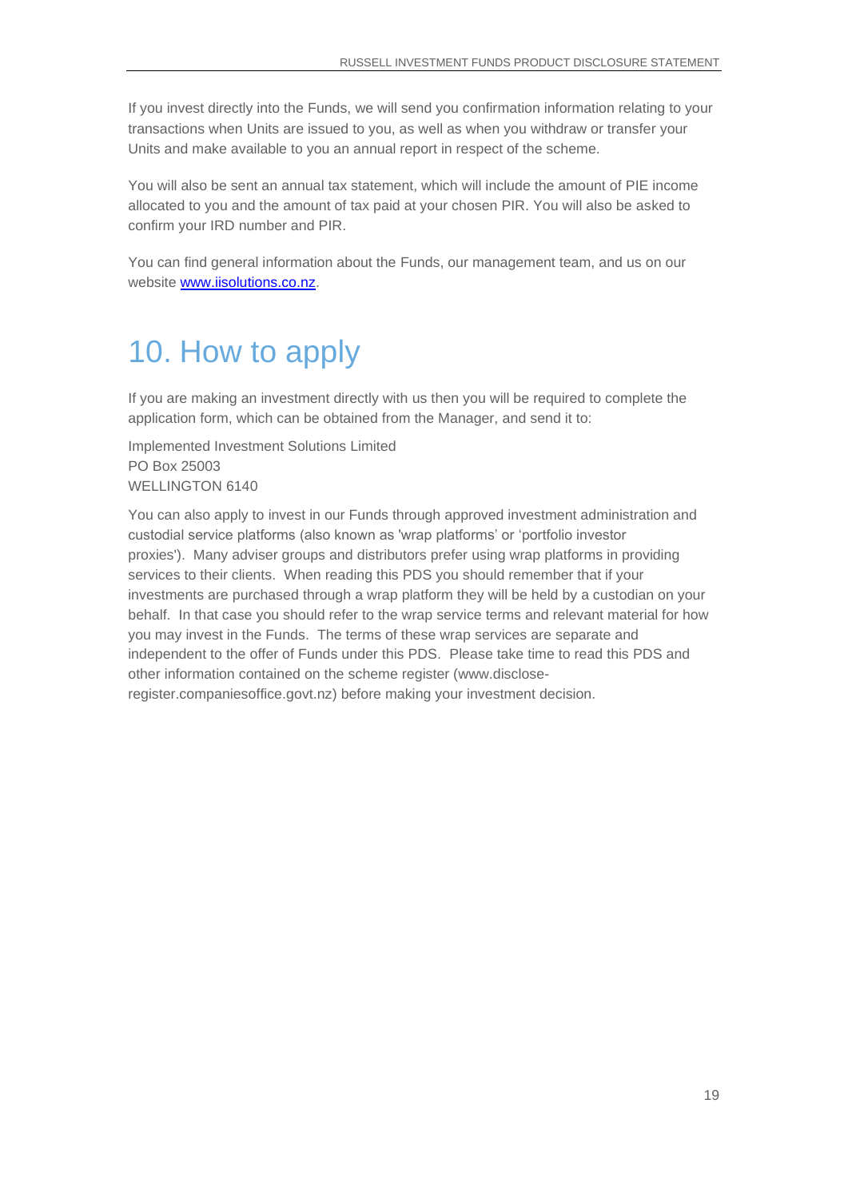If you invest directly into the Funds, we will send you confirmation information relating to your transactions when Units are issued to you, as well as when you withdraw or transfer your Units and make available to you an annual report in respect of the scheme.

You will also be sent an annual tax statement, which will include the amount of PIE income allocated to you and the amount of tax paid at your chosen PIR. You will also be asked to confirm your IRD number and PIR.

You can find general information about the Funds, our management team, and us on our website [www.iisolutions.co.nz](http://www.iisolutions.co.nz).

# 10. How to apply

If you are making an investment directly with us then you will be required to complete the application form, which can be obtained from the Manager, and send it to:

Implemented Investment Solutions Limited
PO Box 25003
WELLINGTON 6140

You can also apply to invest in our Funds through approved investment administration and custodial service platforms (also known as 'wrap platforms' or 'portfolio investor proxies'). Many adviser groups and distributors prefer using wrap platforms in providing services to their clients. When reading this PDS you should remember that if your investments are purchased through a wrap platform they will be held by a custodian on your behalf. In that case you should refer to the wrap service terms and relevant material for how you may invest in the Funds. The terms of these wrap services are separate and independent to the offer of Funds under this PDS. Please take time to read this PDS and other information contained on the scheme register (www.disclose-register.companiesoffice.govt.nz) before making your investment decision.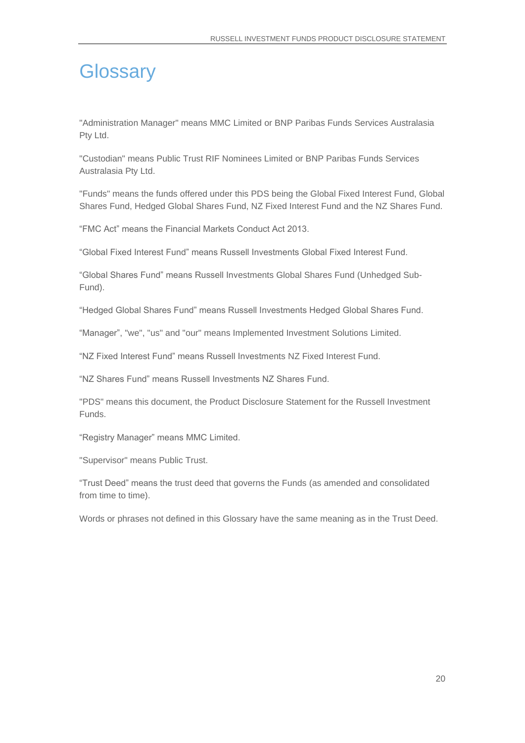# Glossary

"Administration Manager" means MMC Limited or BNP Paribas Funds Services Australasia Pty Ltd.

"Custodian" means Public Trust RIF Nominees Limited or BNP Paribas Funds Services Australasia Pty Ltd.

"Funds" means the funds offered under this PDS being the Global Fixed Interest Fund, Global Shares Fund, Hedged Global Shares Fund, NZ Fixed Interest Fund and the NZ Shares Fund.

“FMC Act” means the Financial Markets Conduct Act 2013.

“Global Fixed Interest Fund” means Russell Investments Global Fixed Interest Fund.

“Global Shares Fund” means Russell Investments Global Shares Fund (Unhedged Sub-Fund).

“Hedged Global Shares Fund” means Russell Investments Hedged Global Shares Fund.

“Manager”, "we", "us" and "our" means Implemented Investment Solutions Limited.

“NZ Fixed Interest Fund” means Russell Investments NZ Fixed Interest Fund.

“NZ Shares Fund” means Russell Investments NZ Shares Fund.

"PDS" means this document, the Product Disclosure Statement for the Russell Investment Funds.

“Registry Manager” means MMC Limited.

"Supervisor" means Public Trust.

“Trust Deed” means the trust deed that governs the Funds (as amended and consolidated from time to time).

Words or phrases not defined in this Glossary have the same meaning as in the Trust Deed.